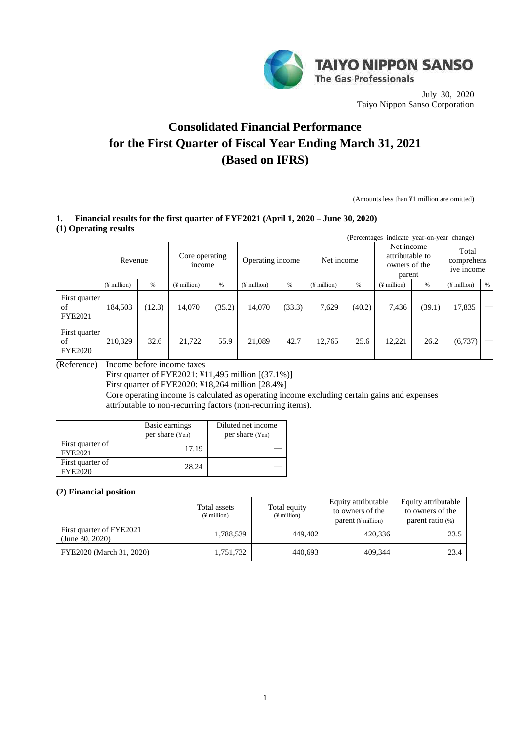TAIYO NIPPON SANSO
The Gas Professionals

July 30, 2020
Taiyo Nippon Sanso Corporation

# Consolidated Financial Performance for the First Quarter of Fiscal Year Ending March 31, 2021 (Based on IFRS)

(Amounts less than ¥1 million are omitted)

## 1. Financial results for the first quarter of FYE2021 (April 1, 2020 – June 30, 2020)

### (1) Operating results

(Percentages indicate year-on-year change)

| | Revenue | | Core operating income | | Operating income | | Net income | | Net income attributable to owners of the parent | | Total comprehensive income | |
|---|---|---|---|---|---|---|---|---|---|---|---|---|
| | (¥ million) | % | (¥ million) | % | (¥ million) | % | (¥ million) | % | (¥ million) | % | (¥ million) | % |
| First quarter of FYE2021 | 184,503 | (12.3) | 14,070 | (35.2) | 14,070 | (33.3) | 7,629 | (40.2) | 7,436 | (39.1) | 17,835 | — |
| First quarter of FYE2020 | 210,329 | 32.6 | 21,722 | 55.9 | 21,089 | 42.7 | 12,765 | 25.6 | 12,221 | 26.2 | (6,737) | — |

(Reference) Income before income taxes
First quarter of FYE2021: ¥11,495 million [(37.1%)]
First quarter of FYE2020: ¥18,264 million [28.4%]
Core operating income is calculated as operating income excluding certain gains and expenses attributable to non-recurring factors (non-recurring items).

| | Basic earnings per share (Yen) | Diluted net income per share (Yen) |
|---|---|---|
| First quarter of FYE2021 | 17.19 | — |
| First quarter of FYE2020 | 28.24 | — |

### (2) Financial position

| | Total assets (¥ million) | Total equity (¥ million) | Equity attributable to owners of the parent (¥ million) | Equity attributable to owners of the parent ratio (%) |
|---|---|---|---|---|
| First quarter of FYE2021 (June 30, 2020) | 1,788,539 | 449,402 | 420,336 | 23.5 |
| FYE2020 (March 31, 2020) | 1,751,732 | 440,693 | 409,344 | 23.4 |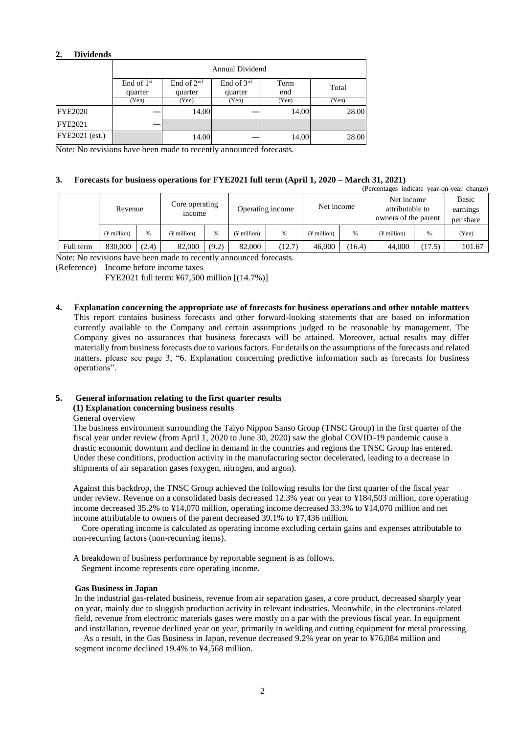## 2. Dividends

| | Annual Dividend | | | | |
|---|---|---|---|---|---|
| | End of 1st quarter | End of 2nd quarter | End of 3rd quarter | Term end | Total |
| | (Yen) | (Yen) | (Yen) | (Yen) | (Yen) |
| FYE2020 | — | 14.00 | — | 14.00 | 28.00 |
| FYE2021 | — | | | | |
| FYE2021 (est.) | | 14.00 | — | 14.00 | 28.00 |

Note: No revisions have been made to recently announced forecasts.

## 3. Forecasts for business operations for FYE2021 full term (April 1, 2020 – March 31, 2021)

(Percentages indicate year-on-year change)

| | Revenue | | Core operating income | | Operating income | | Net income | | Net income attributable to owners of the parent | | Basic earnings per share |
|---|---|---|---|---|---|---|---|---|---|---|---|
| | (¥ million) | % | (¥ million) | % | (¥ million) | % | (¥ million) | % | (¥ million) | % | (Yen) |
| Full term | 830,000 | (2.4) | 82,000 | (9.2) | 82,000 | (12.7) | 46,000 | (16.4) | 44,000 | (17.5) | 101.67 |

Note: No revisions have been made to recently announced forecasts.

(Reference) Income before income taxes

FYE2021 full term: ¥67,500 million [(14.7%)]

## 4. Explanation concerning the appropriate use of forecasts for business operations and other notable matters

This report contains business forecasts and other forward-looking statements that are based on information currently available to the Company and certain assumptions judged to be reasonable by management. The Company gives no assurances that business forecasts will be attained. Moreover, actual results may differ materially from business forecasts due to various factors. For details on the assumptions of the forecasts and related matters, please see page 3, "6. Explanation concerning predictive information such as forecasts for business operations".

## 5. General information relating to the first quarter results

### (1) Explanation concerning business results

General overview

The business environment surrounding the Taiyo Nippon Sanso Group (TNSC Group) in the first quarter of the fiscal year under review (from April 1, 2020 to June 30, 2020) saw the global COVID-19 pandemic cause a drastic economic downturn and decline in demand in the countries and regions the TNSC Group has entered. Under these conditions, production activity in the manufacturing sector decelerated, leading to a decrease in shipments of air separation gases (oxygen, nitrogen, and argon).

Against this backdrop, the TNSC Group achieved the following results for the first quarter of the fiscal year under review. Revenue on a consolidated basis decreased 12.3% year on year to ¥184,503 million, core operating income decreased 35.2% to ¥14,070 million, operating income decreased 33.3% to ¥14,070 million and net income attributable to owners of the parent decreased 39.1% to ¥7,436 million.

Core operating income is calculated as operating income excluding certain gains and expenses attributable to non-recurring factors (non-recurring items).

A breakdown of business performance by reportable segment is as follows.

Segment income represents core operating income.

**Gas Business in Japan**

In the industrial gas-related business, revenue from air separation gases, a core product, decreased sharply year on year, mainly due to sluggish production activity in relevant industries. Meanwhile, in the electronics-related field, revenue from electronic materials gases were mostly on a par with the previous fiscal year. In equipment and installation, revenue declined year on year, primarily in welding and cutting equipment for metal processing.

As a result, in the Gas Business in Japan, revenue decreased 9.2% year on year to ¥76,084 million and segment income declined 19.4% to ¥4,568 million.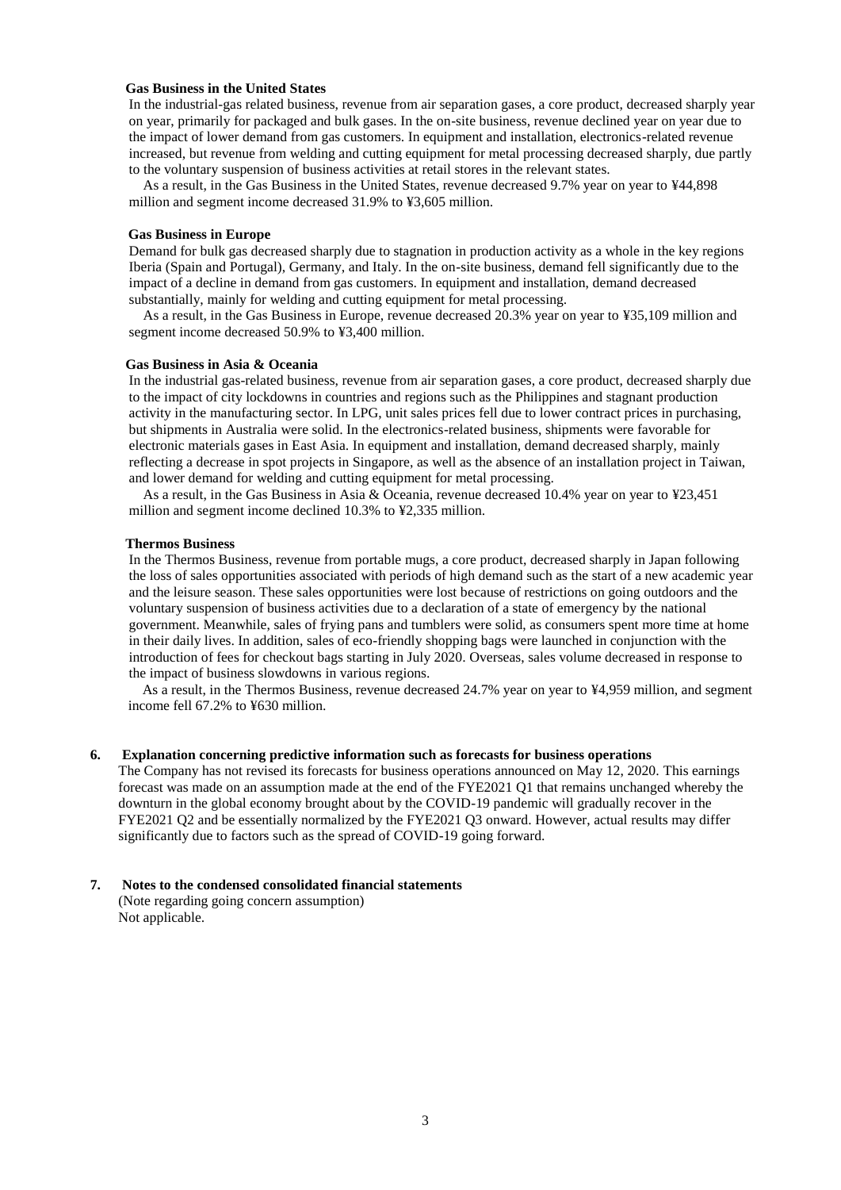**Gas Business in the United States**

In the industrial-gas related business, revenue from air separation gases, a core product, decreased sharply year on year, primarily for packaged and bulk gases. In the on-site business, revenue declined year on year due to the impact of lower demand from gas customers. In equipment and installation, electronics-related revenue increased, but revenue from welding and cutting equipment for metal processing decreased sharply, due partly to the voluntary suspension of business activities at retail stores in the relevant states.

As a result, in the Gas Business in the United States, revenue decreased 9.7% year on year to ¥44,898 million and segment income decreased 31.9% to ¥3,605 million.

**Gas Business in Europe**

Demand for bulk gas decreased sharply due to stagnation in production activity as a whole in the key regions Iberia (Spain and Portugal), Germany, and Italy. In the on-site business, demand fell significantly due to the impact of a decline in demand from gas customers. In equipment and installation, demand decreased substantially, mainly for welding and cutting equipment for metal processing.

As a result, in the Gas Business in Europe, revenue decreased 20.3% year on year to ¥35,109 million and segment income decreased 50.9% to ¥3,400 million.

**Gas Business in Asia & Oceania**

In the industrial gas-related business, revenue from air separation gases, a core product, decreased sharply due to the impact of city lockdowns in countries and regions such as the Philippines and stagnant production activity in the manufacturing sector. In LPG, unit sales prices fell due to lower contract prices in purchasing, but shipments in Australia were solid. In the electronics-related business, shipments were favorable for electronic materials gases in East Asia. In equipment and installation, demand decreased sharply, mainly reflecting a decrease in spot projects in Singapore, as well as the absence of an installation project in Taiwan, and lower demand for welding and cutting equipment for metal processing.

As a result, in the Gas Business in Asia & Oceania, revenue decreased 10.4% year on year to ¥23,451 million and segment income declined 10.3% to ¥2,335 million.

**Thermos Business**

In the Thermos Business, revenue from portable mugs, a core product, decreased sharply in Japan following the loss of sales opportunities associated with periods of high demand such as the start of a new academic year and the leisure season. These sales opportunities were lost because of restrictions on going outdoors and the voluntary suspension of business activities due to a declaration of a state of emergency by the national government. Meanwhile, sales of frying pans and tumblers were solid, as consumers spent more time at home in their daily lives. In addition, sales of eco-friendly shopping bags were launched in conjunction with the introduction of fees for checkout bags starting in July 2020. Overseas, sales volume decreased in response to the impact of business slowdowns in various regions.

As a result, in the Thermos Business, revenue decreased 24.7% year on year to ¥4,959 million, and segment income fell 67.2% to ¥630 million.

## 6. Explanation concerning predictive information such as forecasts for business operations

The Company has not revised its forecasts for business operations announced on May 12, 2020. This earnings forecast was made on an assumption made at the end of the FYE2021 Q1 that remains unchanged whereby the downturn in the global economy brought about by the COVID-19 pandemic will gradually recover in the FYE2021 Q2 and be essentially normalized by the FYE2021 Q3 onward. However, actual results may differ significantly due to factors such as the spread of COVID-19 going forward.

## 7. Notes to the condensed consolidated financial statements

(Note regarding going concern assumption)

Not applicable.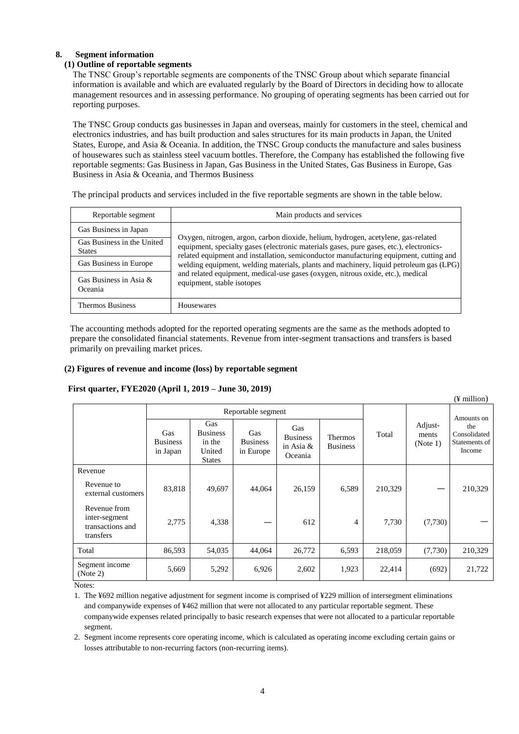## 8. Segment information

### (1) Outline of reportable segments

The TNSC Group's reportable segments are components of the TNSC Group about which separate financial information is available and which are evaluated regularly by the Board of Directors in deciding how to allocate management resources and in assessing performance. No grouping of operating segments has been carried out for reporting purposes.

The TNSC Group conducts gas businesses in Japan and overseas, mainly for customers in the steel, chemical and electronics industries, and has built production and sales structures for its main products in Japan, the United States, Europe, and Asia & Oceania. In addition, the TNSC Group conducts the manufacture and sales business of housewares such as stainless steel vacuum bottles. Therefore, the Company has established the following five reportable segments: Gas Business in Japan, Gas Business in the United States, Gas Business in Europe, Gas Business in Asia & Oceania, and Thermos Business

The principal products and services included in the five reportable segments are shown in the table below.

| Reportable segment | Main products and services |
|---|---|
| Gas Business in Japan | Oxygen, nitrogen, argon, carbon dioxide, helium, hydrogen, acetylene, gas-related equipment, specialty gases (electronic materials gases, pure gases, etc.), electronics-related equipment and installation, semiconductor manufacturing equipment, cutting and welding equipment, welding materials, plants and machinery, liquid petroleum gas (LPG) and related equipment, medical-use gases (oxygen, nitrous oxide, etc.), medical equipment, stable isotopes |
| Gas Business in the United States | |
| Gas Business in Europe | |
| Gas Business in Asia & Oceania | |
| Thermos Business | Housewares |

The accounting methods adopted for the reported operating segments are the same as the methods adopted to prepare the consolidated financial statements. Revenue from inter-segment transactions and transfers is based primarily on prevailing market prices.

### (2) Figures of revenue and income (loss) by reportable segment

**First quarter, FYE2020 (April 1, 2019 – June 30, 2019)**

(¥ million)

| | Reportable segment | | | | | | | |
|---|---|---|---|---|---|---|---|---|
| | Gas Business in Japan | Gas Business in the United States | Gas Business in Europe | Gas Business in Asia & Oceania | Thermos Business | Total | Adjust-ments (Note 1) | Amounts on the Consolidated Statements of Income |
| Revenue | | | | | | | | |
| Revenue to external customers | 83,818 | 49,697 | 44,064 | 26,159 | 6,589 | 210,329 | — | 210,329 |
| Revenue from inter-segment transactions and transfers | 2,775 | 4,338 | — | 612 | 4 | 7,730 | (7,730) | — |
| Total | 86,593 | 54,035 | 44,064 | 26,772 | 6,593 | 218,059 | (7,730) | 210,329 |
| Segment income (Note 2) | 5,669 | 5,292 | 6,926 | 2,602 | 1,923 | 22,414 | (692) | 21,722 |

Notes:

1. The ¥692 million negative adjustment for segment income is comprised of ¥229 million of intersegment eliminations and companywide expenses of ¥462 million that were not allocated to any particular reportable segment. These companywide expenses related principally to basic research expenses that were not allocated to a particular reportable segment.
2. Segment income represents core operating income, which is calculated as operating income excluding certain gains or losses attributable to non-recurring factors (non-recurring items).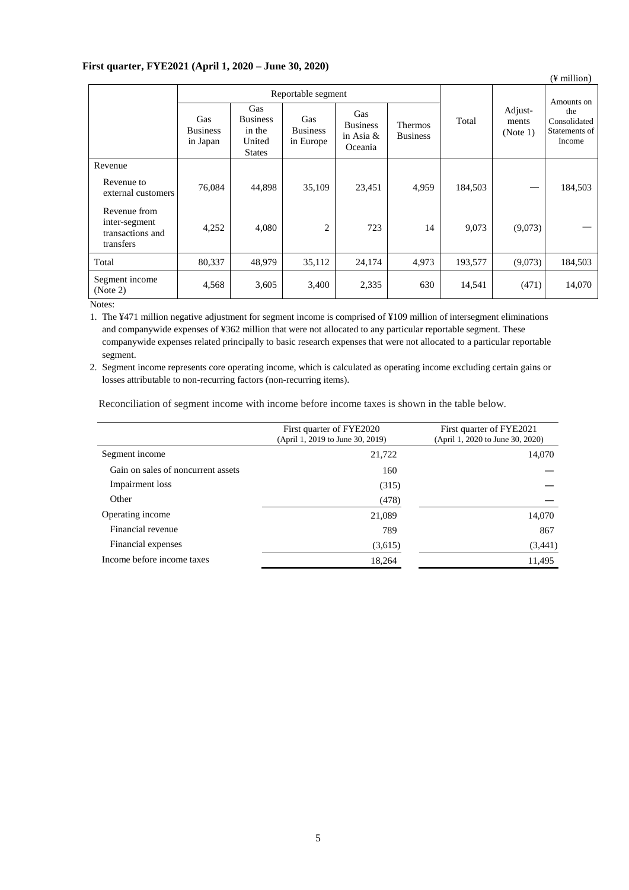**First quarter, FYE2021 (April 1, 2020 – June 30, 2020)**

(¥ million)

| | Reportable segment | | | | | Total | Adjust-ments (Note 1) | Amounts on the Consolidated Statements of Income |
|---|---|---|---|---|---|---|---|---|
| | Gas Business in Japan | Gas Business in the United States | Gas Business in Europe | Gas Business in Asia & Oceania | Thermos Business | | | |
| Revenue | | | | | | | | |
| Revenue to external customers | 76,084 | 44,898 | 35,109 | 23,451 | 4,959 | 184,503 | — | 184,503 |
| Revenue from inter-segment transactions and transfers | 4,252 | 4,080 | 2 | 723 | 14 | 9,073 | (9,073) | — |
| Total | 80,337 | 48,979 | 35,112 | 24,174 | 4,973 | 193,577 | (9,073) | 184,503 |
| Segment income (Note 2) | 4,568 | 3,605 | 3,400 | 2,335 | 630 | 14,541 | (471) | 14,070 |

Notes:

1. The ¥471 million negative adjustment for segment income is comprised of ¥109 million of intersegment eliminations and companywide expenses of ¥362 million that were not allocated to any particular reportable segment. These companywide expenses related principally to basic research expenses that were not allocated to a particular reportable segment.
2. Segment income represents core operating income, which is calculated as operating income excluding certain gains or losses attributable to non-recurring factors (non-recurring items).

Reconciliation of segment income with income before income taxes is shown in the table below.

| | First quarter of FYE2020 (April 1, 2019 to June 30, 2019) | First quarter of FYE2021 (April 1, 2020 to June 30, 2020) |
|---|---|---|
| Segment income | 21,722 | 14,070 |
| Gain on sales of noncurrent assets | 160 | — |
| Impairment loss | (315) | — |
| Other | (478) | — |
| Operating income | 21,089 | 14,070 |
| Financial revenue | 789 | 867 |
| Financial expenses | (3,615) | (3,441) |
| Income before income taxes | 18,264 | 11,495 |